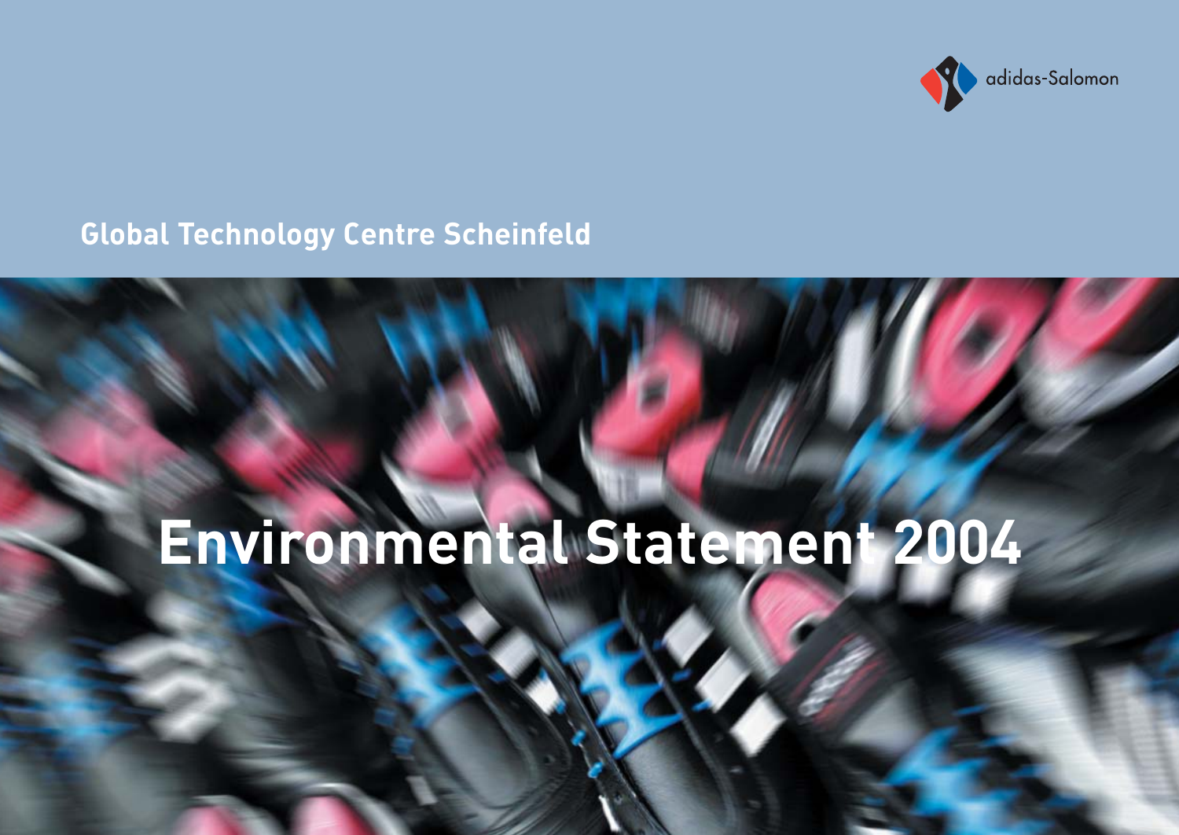adidas-Salomon

## Global Technology Centre Scheinfeld

# Environmental Statement 2004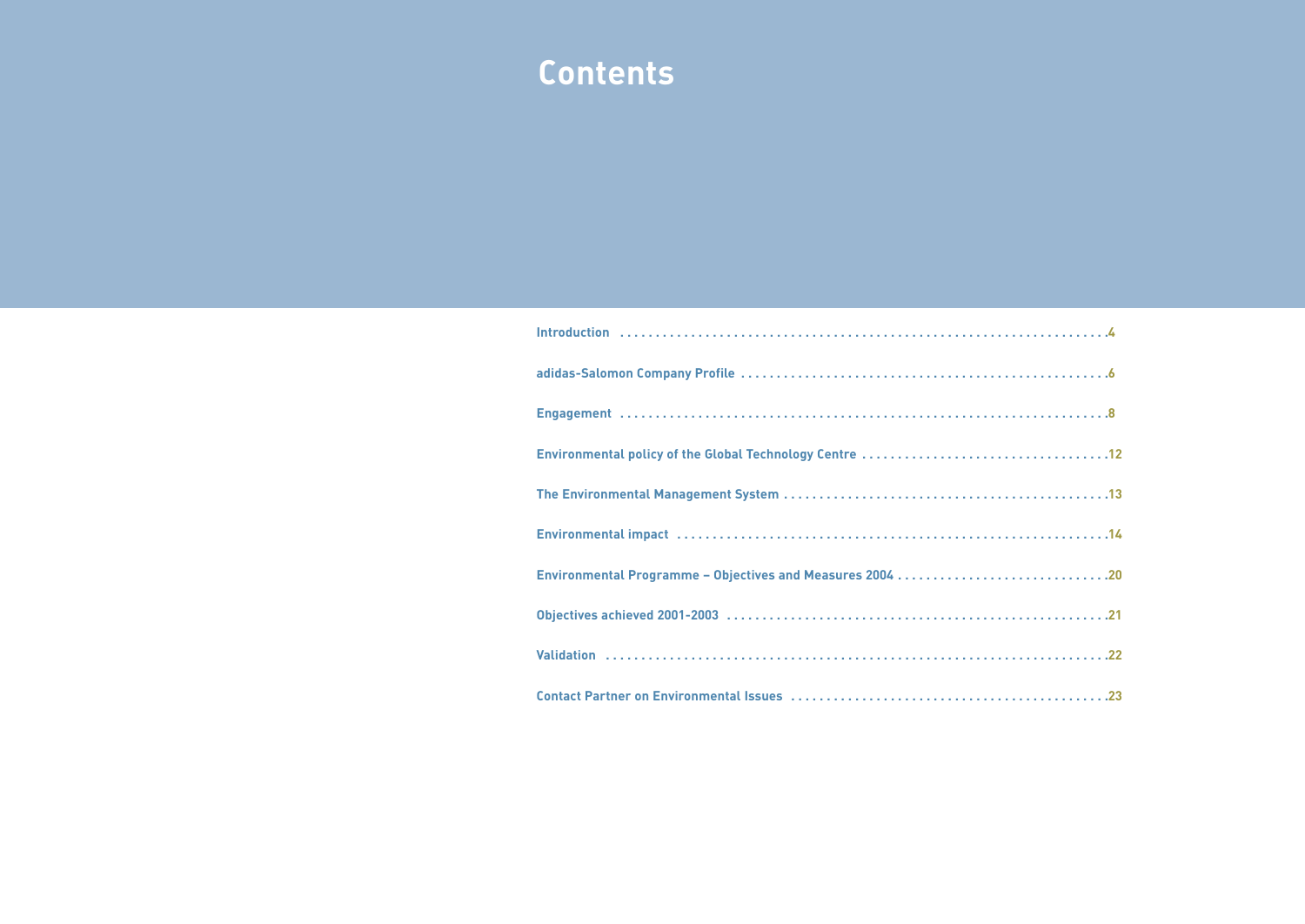# Contents

| | |
|---|---|
| Introduction | 4 |
| adidas-Salomon Company Profile | 6 |
| Engagement | 8 |
| Environmental policy of the Global Technology Centre | 12 |
| The Environmental Management System | 13 |
| Environmental impact | 14 |
| Environmental Programme – Objectives and Measures 2004 | 20 |
| Objectives achieved 2001-2003 | 21 |
| Validation | 22 |
| Contact Partner on Environmental Issues | 23 |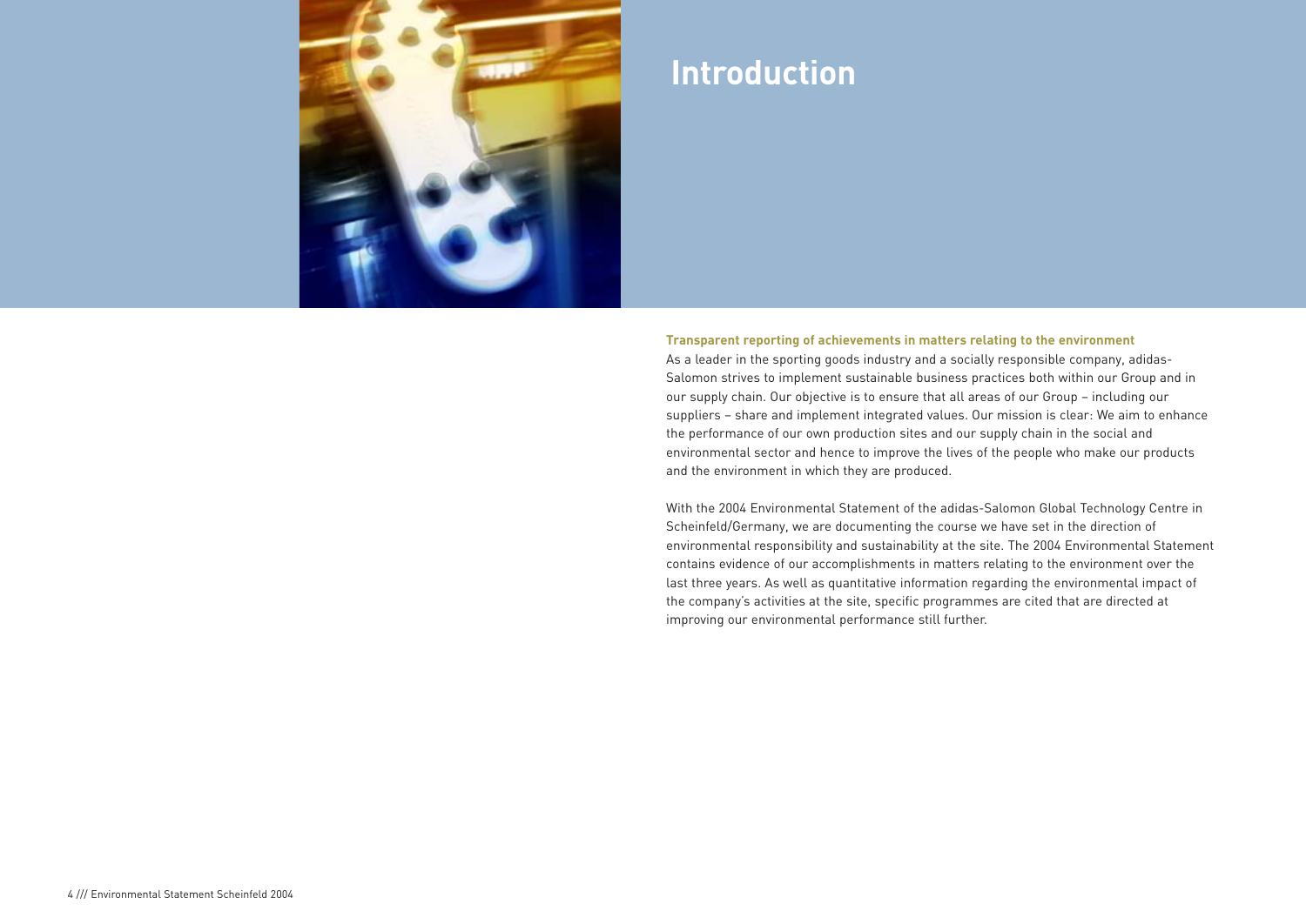# Introduction

**Transparent reporting of achievements in matters relating to the environment**

As a leader in the sporting goods industry and a socially responsible company, adidas-Salomon strives to implement sustainable business practices both within our Group and in our supply chain. Our objective is to ensure that all areas of our Group – including our suppliers – share and implement integrated values. Our mission is clear: We aim to enhance the performance of our own production sites and our supply chain in the social and environmental sector and hence to improve the lives of the people who make our products and the environment in which they are produced.

With the 2004 Environmental Statement of the adidas-Salomon Global Technology Centre in Scheinfeld/Germany, we are documenting the course we have set in the direction of environmental responsibility and sustainability at the site. The 2004 Environmental Statement contains evidence of our accomplishments in matters relating to the environment over the last three years. As well as quantitative information regarding the environmental impact of the company's activities at the site, specific programmes are cited that are directed at improving our environmental performance still further.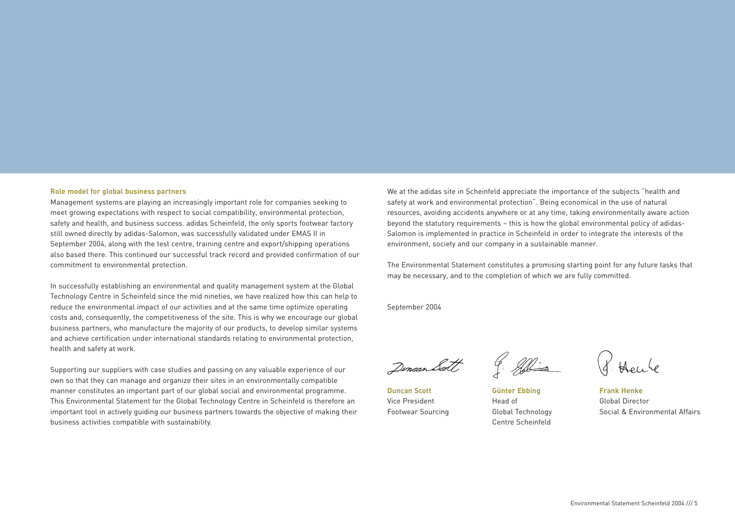### Role model for global business partners

Management systems are playing an increasingly important role for companies seeking to meet growing expectations with respect to social compatibility, environmental protection, safety and health, and business success. adidas Scheinfeld, the only sports footwear factory still owned directly by adidas-Salomon, was successfully validated under EMAS II in September 2004, along with the test centre, training centre and export/shipping operations also based there. This continued our successful track record and provided confirmation of our commitment to environmental protection.

In successfully establishing an environmental and quality management system at the Global Technology Centre in Scheinfeld since the mid nineties, we have realized how this can help to reduce the environmental impact of our activities and at the same time optimize operating costs and, consequently, the competitiveness of the site. This is why we encourage our global business partners, who manufacture the majority of our products, to develop similar systems and achieve certification under international standards relating to environmental protection, health and safety at work.

Supporting our suppliers with case studies and passing on any valuable experience of our own so that they can manage and organize their sites in an environmentally compatible manner constitutes an important part of our global social and environmental programme. This Environmental Statement for the Global Technology Centre in Scheinfeld is therefore an important tool in actively guiding our business partners towards the objective of making their business activities compatible with sustainability.

We at the adidas site in Scheinfeld appreciate the importance of the subjects "health and safety at work and environmental protection". Being economical in the use of natural resources, avoiding accidents anywhere or at any time, taking environmentally aware action beyond the statutory requirements – this is how the global environmental policy of adidas-Salomon is implemented in practice in Scheinfeld in order to integrate the interests of the environment, society and our company in a sustainable manner.

The Environmental Statement constitutes a promising starting point for any future tasks that may be necessary, and to the completion of which we are fully committed.

September 2004

**Duncan Scott**
Vice President
Footwear Sourcing

**Günter Ebbing**
Head of
Global Technology
Centre Scheinfeld

**Frank Henke**
Global Director
Social & Environmental Affairs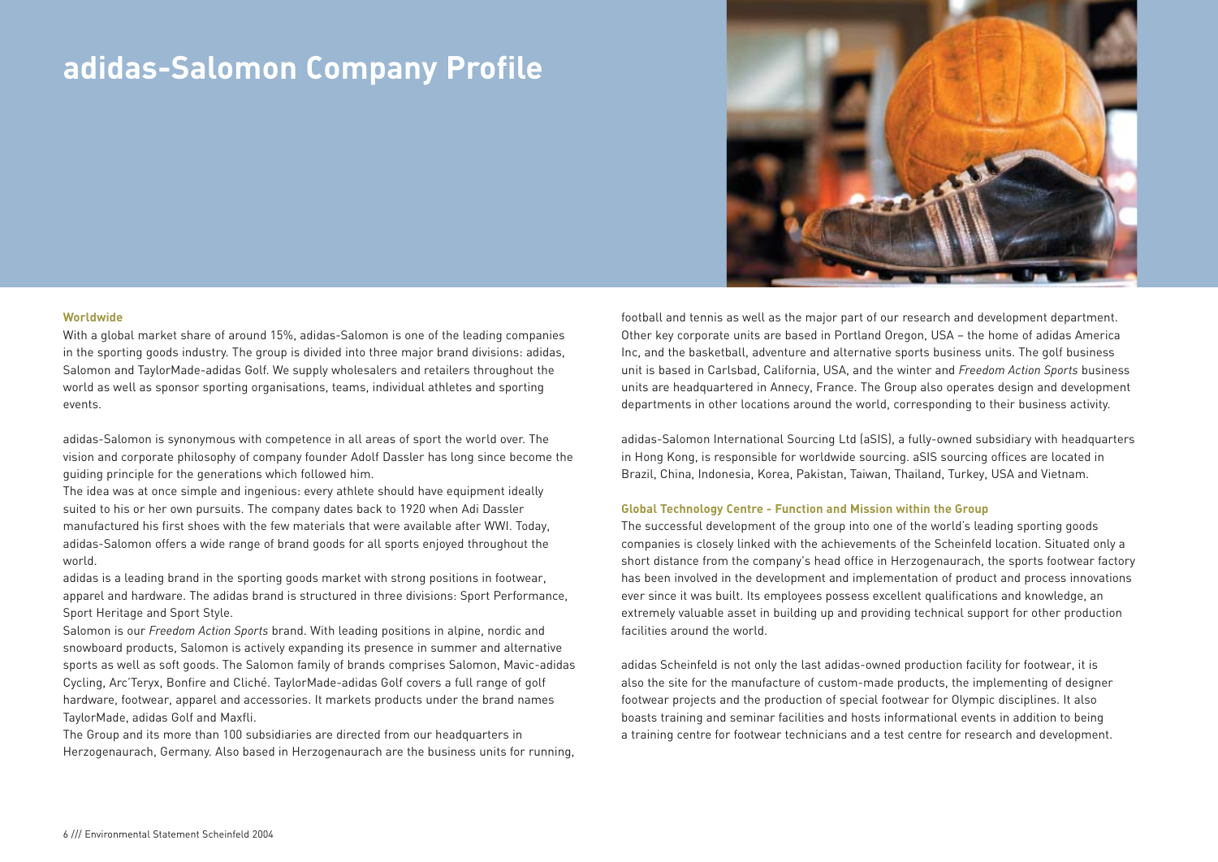# adidas-Salomon Company Profile

**Worldwide**

With a global market share of around 15%, adidas-Salomon is one of the leading companies in the sporting goods industry. The group is divided into three major brand divisions: adidas, Salomon and TaylorMade-adidas Golf. We supply wholesalers and retailers throughout the world as well as sponsor sporting organisations, teams, individual athletes and sporting events.

adidas-Salomon is synonymous with competence in all areas of sport the world over. The vision and corporate philosophy of company founder Adolf Dassler has long since become the guiding principle for the generations which followed him.

The idea was at once simple and ingenious: every athlete should have equipment ideally suited to his or her own pursuits. The company dates back to 1920 when Adi Dassler manufactured his first shoes with the few materials that were available after WWI. Today, adidas-Salomon offers a wide range of brand goods for all sports enjoyed throughout the world.

adidas is a leading brand in the sporting goods market with strong positions in footwear, apparel and hardware. The adidas brand is structured in three divisions: Sport Performance, Sport Heritage and Sport Style.

Salomon is our *Freedom Action Sports* brand. With leading positions in alpine, nordic and snowboard products, Salomon is actively expanding its presence in summer and alternative sports as well as soft goods. The Salomon family of brands comprises Salomon, Mavic-adidas Cycling, Arc'Teryx, Bonfire and Cliché. TaylorMade-adidas Golf covers a full range of golf hardware, footwear, apparel and accessories. It markets products under the brand names TaylorMade, adidas Golf and Maxfli.

The Group and its more than 100 subsidiaries are directed from our headquarters in Herzogenaurach, Germany. Also based in Herzogenaurach are the business units for running, football and tennis as well as the major part of our research and development department. Other key corporate units are based in Portland Oregon, USA – the home of adidas America Inc, and the basketball, adventure and alternative sports business units. The golf business unit is based in Carlsbad, California, USA, and the winter and *Freedom Action Sports* business units are headquartered in Annecy, France. The Group also operates design and development departments in other locations around the world, corresponding to their business activity.

adidas-Salomon International Sourcing Ltd (aSIS), a fully-owned subsidiary with headquarters in Hong Kong, is responsible for worldwide sourcing. aSIS sourcing offices are located in Brazil, China, Indonesia, Korea, Pakistan, Taiwan, Thailand, Turkey, USA and Vietnam.

**Global Technology Centre - Function and Mission within the Group**

The successful development of the group into one of the world's leading sporting goods companies is closely linked with the achievements of the Scheinfeld location. Situated only a short distance from the company's head office in Herzogenaurach, the sports footwear factory has been involved in the development and implementation of product and process innovations ever since it was built. Its employees possess excellent qualifications and knowledge, an extremely valuable asset in building up and providing technical support for other production facilities around the world.

adidas Scheinfeld is not only the last adidas-owned production facility for footwear, it is also the site for the manufacture of custom-made products, the implementing of designer footwear projects and the production of special footwear for Olympic disciplines. It also boasts training and seminar facilities and hosts informational events in addition to being a training centre for footwear technicians and a test centre for research and development.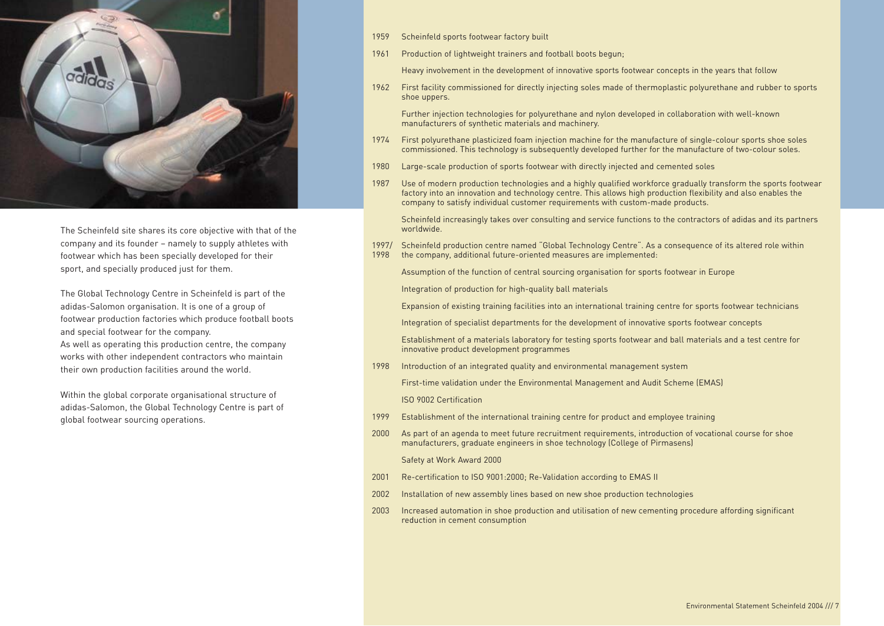The Scheinfeld site shares its core objective with that of the company and its founder – namely to supply athletes with footwear which has been specially developed for their sport, and specially produced just for them.

The Global Technology Centre in Scheinfeld is part of the adidas-Salomon organisation. It is one of a group of footwear production factories which produce football boots and special footwear for the company.
As well as operating this production centre, the company works with other independent contractors who maintain their own production facilities around the world.

Within the global corporate organisational structure of adidas-Salomon, the Global Technology Centre is part of global footwear sourcing operations.

**1959** Scheinfeld sports footwear factory built

**1961** Production of lightweight trainers and football boots begun;

Heavy involvement in the development of innovative sports footwear concepts in the years that follow

**1962** First facility commissioned for directly injecting soles made of thermoplastic polyurethane and rubber to sports shoe uppers.

Further injection technologies for polyurethane and nylon developed in collaboration with well-known manufacturers of synthetic materials and machinery.

**1974** First polyurethane plasticized foam injection machine for the manufacture of single-colour sports shoe soles commissioned. This technology is subsequently developed further for the manufacture of two-colour soles.

**1980** Large-scale production of sports footwear with directly injected and cemented soles

**1987** Use of modern production technologies and a highly qualified workforce gradually transform the sports footwear factory into an innovation and technology centre. This allows high production flexibility and also enables the company to satisfy individual customer requirements with custom-made products.

Scheinfeld increasingly takes over consulting and service functions to the contractors of adidas and its partners worldwide.

**1997/1998** Scheinfeld production centre named "Global Technology Centre". As a consequence of its altered role within the company, additional future-oriented measures are implemented:

Assumption of the function of central sourcing organisation for sports footwear in Europe

Integration of production for high-quality ball materials

Expansion of existing training facilities into an international training centre for sports footwear technicians

Integration of specialist departments for the development of innovative sports footwear concepts

Establishment of a materials laboratory for testing sports footwear and ball materials and a test centre for innovative product development programmes

**1998** Introduction of an integrated quality and environmental management system

First-time validation under the Environmental Management and Audit Scheme (EMAS)

ISO 9002 Certification

**1999** Establishment of the international training centre for product and employee training

**2000** As part of an agenda to meet future recruitment requirements, introduction of vocational course for shoe manufacturers, graduate engineers in shoe technology (College of Pirmasens)

Safety at Work Award 2000

**2001** Re-certification to ISO 9001:2000; Re-Validation according to EMAS II

**2002** Installation of new assembly lines based on new shoe production technologies

**2003** Increased automation in shoe production and utilisation of new cementing procedure affording significant reduction in cement consumption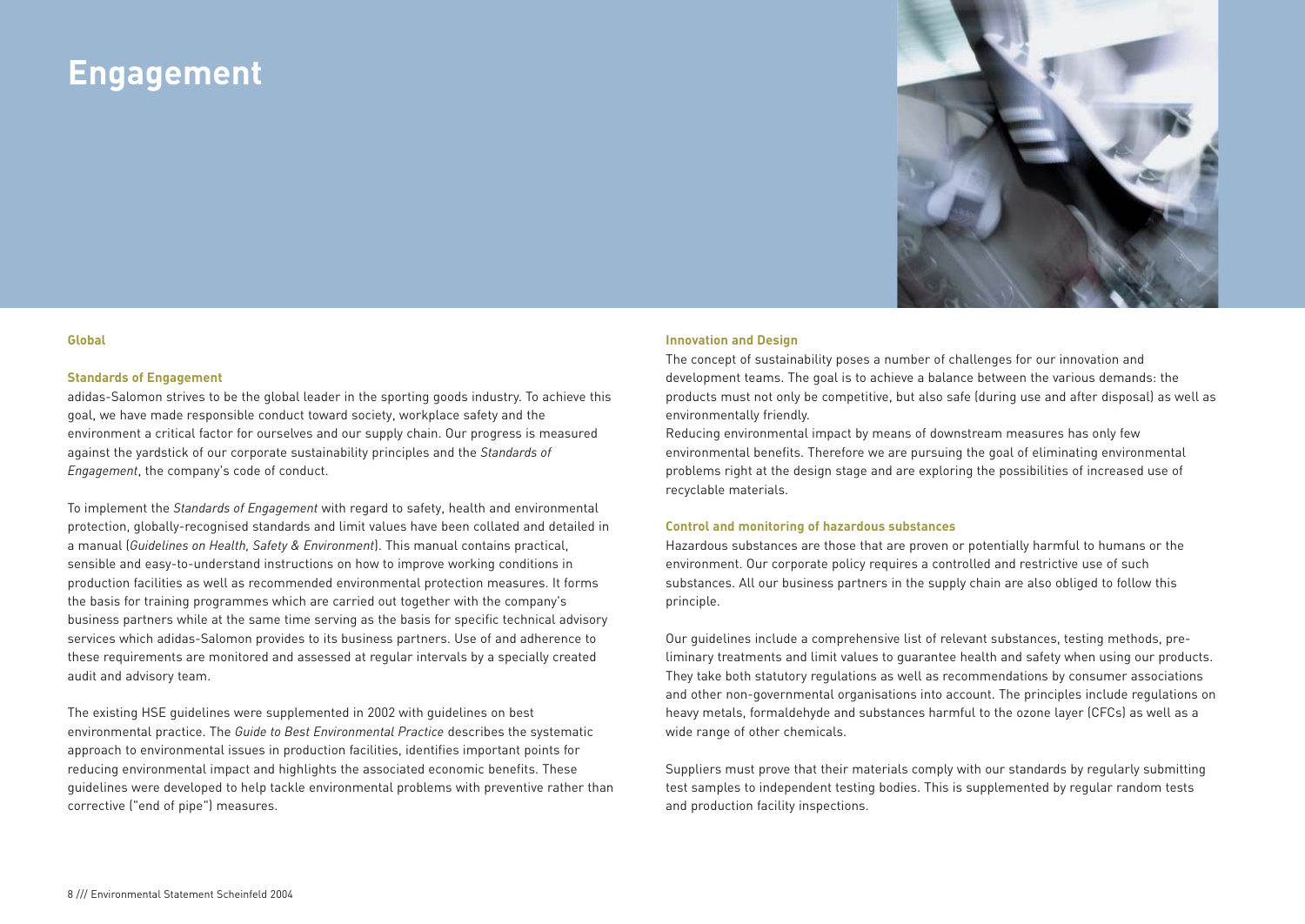# Engagement

## Global

### Standards of Engagement

adidas-Salomon strives to be the global leader in the sporting goods industry. To achieve this goal, we have made responsible conduct toward society, workplace safety and the environment a critical factor for ourselves and our supply chain. Our progress is measured against the yardstick of our corporate sustainability principles and the *Standards of Engagement*, the company's code of conduct.

To implement the *Standards of Engagement* with regard to safety, health and environmental protection, globally-recognised standards and limit values have been collated and detailed in a manual (*Guidelines on Health, Safety & Environment*). This manual contains practical, sensible and easy-to-understand instructions on how to improve working conditions in production facilities as well as recommended environmental protection measures. It forms the basis for training programmes which are carried out together with the company's business partners while at the same time serving as the basis for specific technical advisory services which adidas-Salomon provides to its business partners. Use of and adherence to these requirements are monitored and assessed at regular intervals by a specially created audit and advisory team.

The existing HSE guidelines were supplemented in 2002 with guidelines on best environmental practice. The *Guide to Best Environmental Practice* describes the systematic approach to environmental issues in production facilities, identifies important points for reducing environmental impact and highlights the associated economic benefits. These guidelines were developed to help tackle environmental problems with preventive rather than corrective ("end of pipe") measures.

### Innovation and Design

The concept of sustainability poses a number of challenges for our innovation and development teams. The goal is to achieve a balance between the various demands: the products must not only be competitive, but also safe (during use and after disposal) as well as environmentally friendly.
Reducing environmental impact by means of downstream measures has only few environmental benefits. Therefore we are pursuing the goal of eliminating environmental problems right at the design stage and are exploring the possibilities of increased use of recyclable materials.

### Control and monitoring of hazardous substances

Hazardous substances are those that are proven or potentially harmful to humans or the environment. Our corporate policy requires a controlled and restrictive use of such substances. All our business partners in the supply chain are also obliged to follow this principle.

Our guidelines include a comprehensive list of relevant substances, testing methods, preliminary treatments and limit values to guarantee health and safety when using our products. They take both statutory regulations as well as recommendations by consumer associations and other non-governmental organisations into account. The principles include regulations on heavy metals, formaldehyde and substances harmful to the ozone layer (CFCs) as well as a wide range of other chemicals.

Suppliers must prove that their materials comply with our standards by regularly submitting test samples to independent testing bodies. This is supplemented by regular random tests and production facility inspections.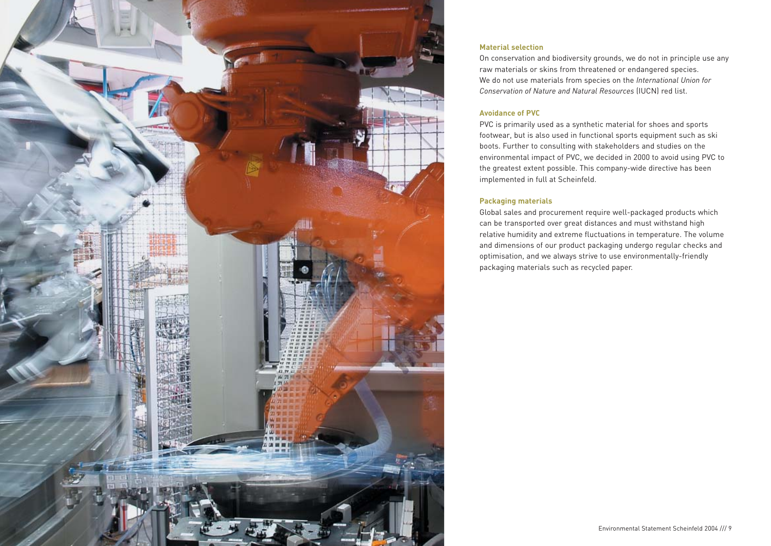### Material selection

On conservation and biodiversity grounds, we do not in principle use any raw materials or skins from threatened or endangered species. We do not use materials from species on the *International Union for Conservation of Nature and Natural Resources* (IUCN) red list.

### Avoidance of PVC

PVC is primarily used as a synthetic material for shoes and sports footwear, but is also used in functional sports equipment such as ski boots. Further to consulting with stakeholders and studies on the environmental impact of PVC, we decided in 2000 to avoid using PVC to the greatest extent possible. This company-wide directive has been implemented in full at Scheinfeld.

### Packaging materials

Global sales and procurement require well-packaged products which can be transported over great distances and must withstand high relative humidity and extreme fluctuations in temperature. The volume and dimensions of our product packaging undergo regular checks and optimisation, and we always strive to use environmentally-friendly packaging materials such as recycled paper.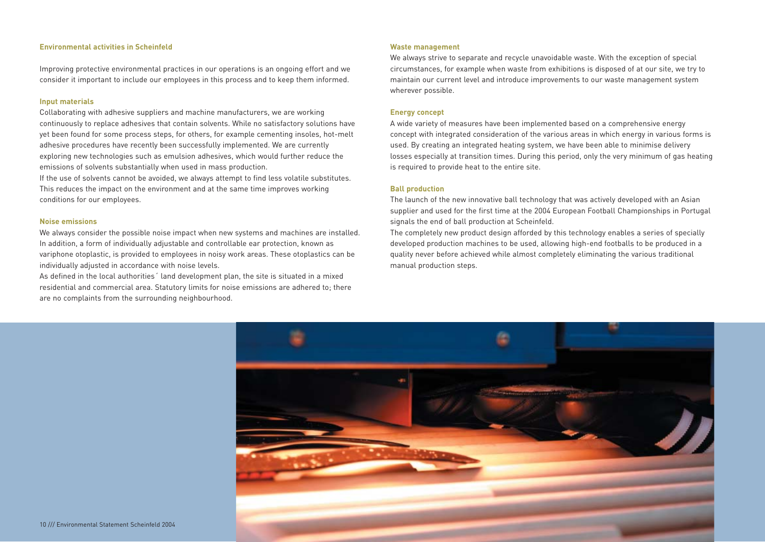## Environmental activities in Scheinfeld

Improving protective environmental practices in our operations is an ongoing effort and we consider it important to include our employees in this process and to keep them informed.

### Input materials

Collaborating with adhesive suppliers and machine manufacturers, we are working continuously to replace adhesives that contain solvents. While no satisfactory solutions have yet been found for some process steps, for others, for example cementing insoles, hot-melt adhesive procedures have recently been successfully implemented. We are currently exploring new technologies such as emulsion adhesives, which would further reduce the emissions of solvents substantially when used in mass production.

If the use of solvents cannot be avoided, we always attempt to find less volatile substitutes. This reduces the impact on the environment and at the same time improves working conditions for our employees.

### Noise emissions

We always consider the possible noise impact when new systems and machines are installed. In addition, a form of individually adjustable and controllable ear protection, known as variphone otoplastic, is provided to employees in noisy work areas. These otoplastics can be individually adjusted in accordance with noise levels.

As defined in the local authorities´ land development plan, the site is situated in a mixed residential and commercial area. Statutory limits for noise emissions are adhered to; there are no complaints from the surrounding neighbourhood.

### Waste management

We always strive to separate and recycle unavoidable waste. With the exception of special circumstances, for example when waste from exhibitions is disposed of at our site, we try to maintain our current level and introduce improvements to our waste management system wherever possible.

### Energy concept

A wide variety of measures have been implemented based on a comprehensive energy concept with integrated consideration of the various areas in which energy in various forms is used. By creating an integrated heating system, we have been able to minimise delivery losses especially at transition times. During this period, only the very minimum of gas heating is required to provide heat to the entire site.

### Ball production

The launch of the new innovative ball technology that was actively developed with an Asian supplier and used for the first time at the 2004 European Football Championships in Portugal signals the end of ball production at Scheinfeld.

The completely new product design afforded by this technology enables a series of specially developed production machines to be used, allowing high-end footballs to be produced in a quality never before achieved while almost completely eliminating the various traditional manual production steps.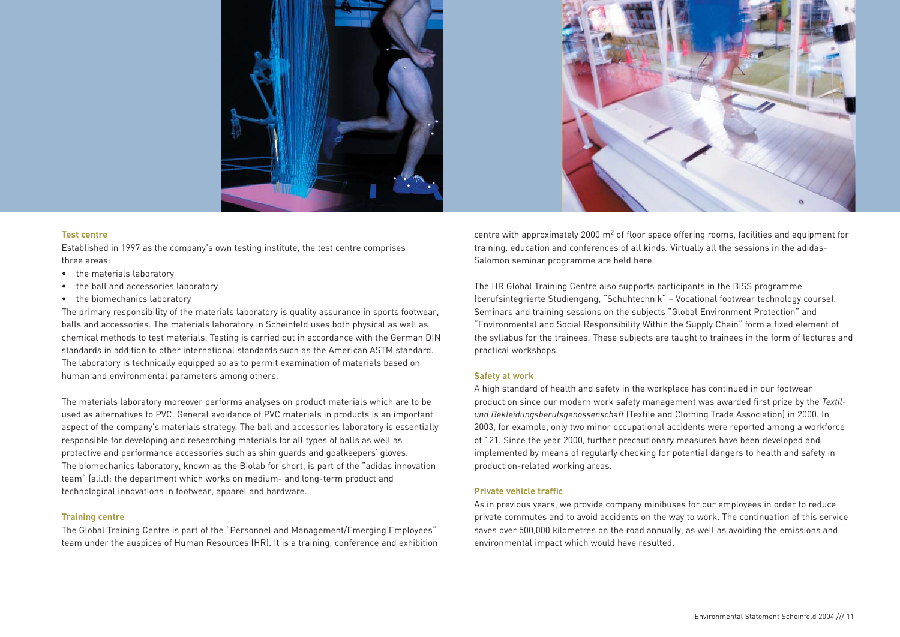### Test centre

Established in 1997 as the company's own testing institute, the test centre comprises three areas:

- the materials laboratory
- the ball and accessories laboratory
- the biomechanics laboratory

The primary responsibility of the materials laboratory is quality assurance in sports footwear, balls and accessories. The materials laboratory in Scheinfeld uses both physical as well as chemical methods to test materials. Testing is carried out in accordance with the German DIN standards in addition to other international standards such as the American ASTM standard. The laboratory is technically equipped so as to permit examination of materials based on human and environmental parameters among others.

The materials laboratory moreover performs analyses on product materials which are to be used as alternatives to PVC. General avoidance of PVC materials in products is an important aspect of the company's materials strategy. The ball and accessories laboratory is essentially responsible for developing and researching materials for all types of balls as well as protective and performance accessories such as shin guards and goalkeepers' gloves. The biomechanics laboratory, known as the Biolab for short, is part of the "adidas innovation team" (a.i.t): the department which works on medium- and long-term product and technological innovations in footwear, apparel and hardware.

### Training centre

The Global Training Centre is part of the "Personnel and Management/Emerging Employees" team under the auspices of Human Resources (HR). It is a training, conference and exhibition centre with approximately 2000 $m^2$ of floor space offering rooms, facilities and equipment for training, education and conferences of all kinds. Virtually all the sessions in the adidas-Salomon seminar programme are held here.

The HR Global Training Centre also supports participants in the BISS programme (berufsintegrierte Studiengang, "Schuhtechnik" – Vocational footwear technology course). Seminars and training sessions on the subjects "Global Environment Protection" and "Environmental and Social Responsibility Within the Supply Chain" form a fixed element of the syllabus for the trainees. These subjects are taught to trainees in the form of lectures and practical workshops.

### Safety at work

A high standard of health and safety in the workplace has continued in our footwear production since our modern work safety management was awarded first prize by the *Textil- und Bekleidungsberufsgenossenschaft* (Textile and Clothing Trade Association) in 2000. In 2003, for example, only two minor occupational accidents were reported among a workforce of 121. Since the year 2000, further precautionary measures have been developed and implemented by means of regularly checking for potential dangers to health and safety in production-related working areas.

### Private vehicle traffic

As in previous years, we provide company minibuses for our employees in order to reduce private commutes and to avoid accidents on the way to work. The continuation of this service saves over 500,000 kilometres on the road annually, as well as avoiding the emissions and environmental impact which would have resulted.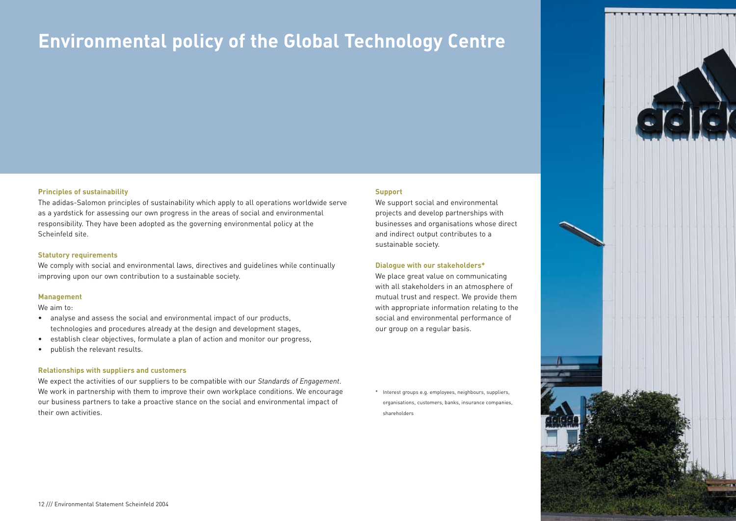# Environmental policy of the Global Technology Centre

### Principles of sustainability

The adidas-Salomon principles of sustainability which apply to all operations worldwide serve as a yardstick for assessing our own progress in the areas of social and environmental responsibility. They have been adopted as the governing environmental policy at the Scheinfeld site.

### Statutory requirements

We comply with social and environmental laws, directives and guidelines while continually improving upon our own contribution to a sustainable society.

### Management

We aim to:

- analyse and assess the social and environmental impact of our products, technologies and procedures already at the design and development stages,
- establish clear objectives, formulate a plan of action and monitor our progress,
- publish the relevant results.

### Relationships with suppliers and customers

We expect the activities of our suppliers to be compatible with our *Standards of Engagement*. We work in partnership with them to improve their own workplace conditions. We encourage our business partners to take a proactive stance on the social and environmental impact of their own activities.

### Support

We support social and environmental projects and develop partnerships with businesses and organisations whose direct and indirect output contributes to a sustainable society.

### Dialogue with our stakeholders*

We place great value on communicating with all stakeholders in an atmosphere of mutual trust and respect. We provide them with appropriate information relating to the social and environmental performance of our group on a regular basis.

* Interest groups e.g. employees, neighbours, suppliers, organisations, customers, banks, insurance companies, shareholders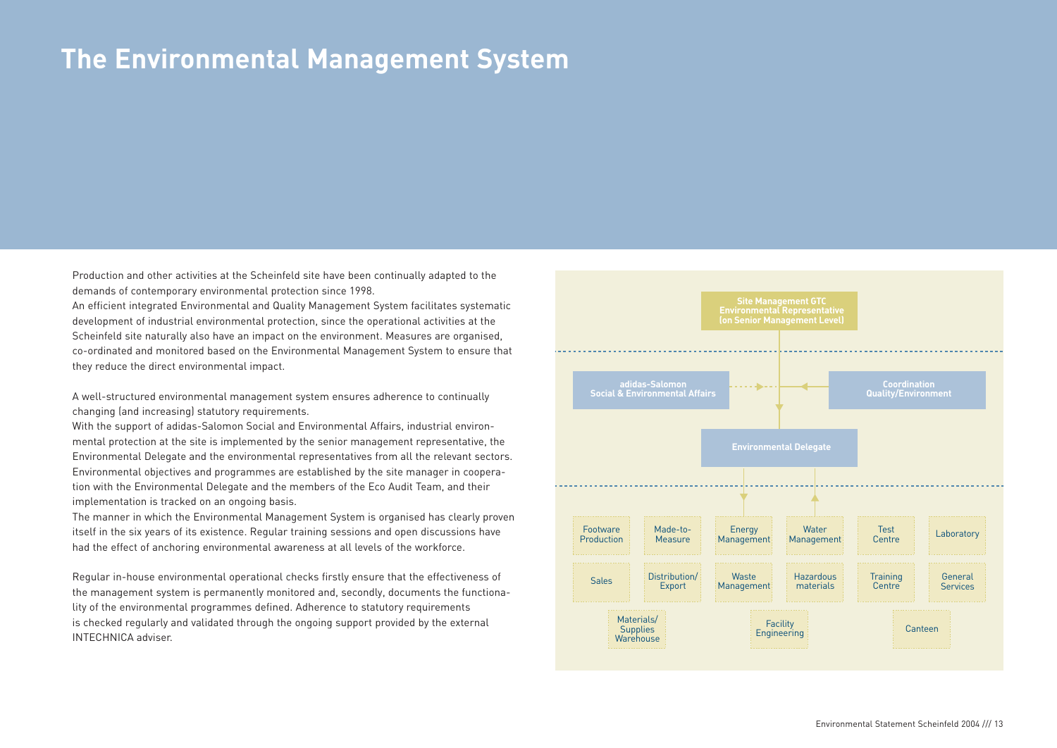# The Environmental Management System

Production and other activities at the Scheinfeld site have been continually adapted to the demands of contemporary environmental protection since 1998.
An efficient integrated Environmental and Quality Management System facilitates systematic development of industrial environmental protection, since the operational activities at the Scheinfeld site naturally also have an impact on the environment. Measures are organised, co-ordinated and monitored based on the Environmental Management System to ensure that they reduce the direct environmental impact.

A well-structured environmental management system ensures adherence to continually changing (and increasing) statutory requirements.
With the support of adidas-Salomon Social and Environmental Affairs, industrial environmental protection at the site is implemented by the senior management representative, the Environmental Delegate and the environmental representatives from all the relevant sectors. Environmental objectives and programmes are established by the site manager in cooperation with the Environmental Delegate and the members of the Eco Audit Team, and their implementation is tracked on an ongoing basis.
The manner in which the Environmental Management System is organised has clearly proven itself in the six years of its existence. Regular training sessions and open discussions have had the effect of anchoring environmental awareness at all levels of the workforce.

Regular in-house environmental operational checks firstly ensure that the effectiveness of the management system is permanently monitored and, secondly, documents the functionality of the environmental programmes defined. Adherence to statutory requirements is checked regularly and validated through the ongoing support provided by the external INTECHNICA adviser.

**Site Management GTC**
**Environmental Representative (on Senior Management Level)**

**adidas-Salomon Social & Environmental Affairs**

**Coordination Quality/Environment**

**Environmental Delegate**

Footware Production | Made-to-Measure | Energy Management | Water Management | Test Centre | Laboratory

Sales | Distribution/ Export | Waste Management | Hazardous materials | Training Centre | General Services

Materials/ Supplies Warehouse | Facility Engineering | Canteen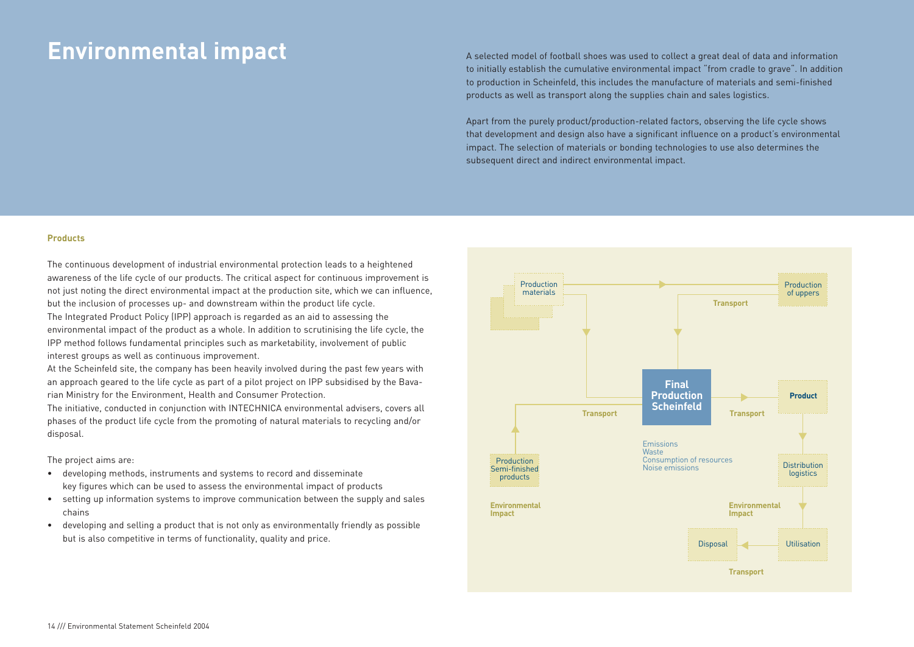# Environmental impact

A selected model of football shoes was used to collect a great deal of data and information to initially establish the cumulative environmental impact "from cradle to grave". In addition to production in Scheinfeld, this includes the manufacture of materials and semi-finished products as well as transport along the supplies chain and sales logistics.

Apart from the purely product/production-related factors, observing the life cycle shows that development and design also have a significant influence on a product's environmental impact. The selection of materials or bonding technologies to use also determines the subsequent direct and indirect environmental impact.

### Products

The continuous development of industrial environmental protection leads to a heightened awareness of the life cycle of our products. The critical aspect for continuous improvement is not just noting the direct environmental impact at the production site, which we can influence, but the inclusion of processes up- and downstream within the product life cycle.
The Integrated Product Policy (IPP) approach is regarded as an aid to assessing the environmental impact of the product as a whole. In addition to scrutinising the life cycle, the IPP method follows fundamental principles such as marketability, involvement of public interest groups as well as continuous improvement.
At the Scheinfeld site, the company has been heavily involved during the past few years with an approach geared to the life cycle as part of a pilot project on IPP subsidised by the Bavarian Ministry for the Environment, Health and Consumer Protection.
The initiative, conducted in conjunction with INTECHNICA environmental advisers, covers all phases of the product life cycle from the promoting of natural materials to recycling and/or disposal.

The project aims are:

- developing methods, instruments and systems to record and disseminate key figures which can be used to assess the environmental impact of products
- setting up information systems to improve communication between the supply and sales chains
- developing and selling a product that is not only as environmentally friendly as possible but is also competitive in terms of functionality, quality and price.

Production materials

Production of uppers

Transport

Final Production Scheinfeld

Transport

Product

Transport

Emissions
Waste
Consumption of resources
Noise emissions

Production Semi-finished products

Distribution logistics

Environmental Impact

Environmental Impact

Disposal

Utilisation

Transport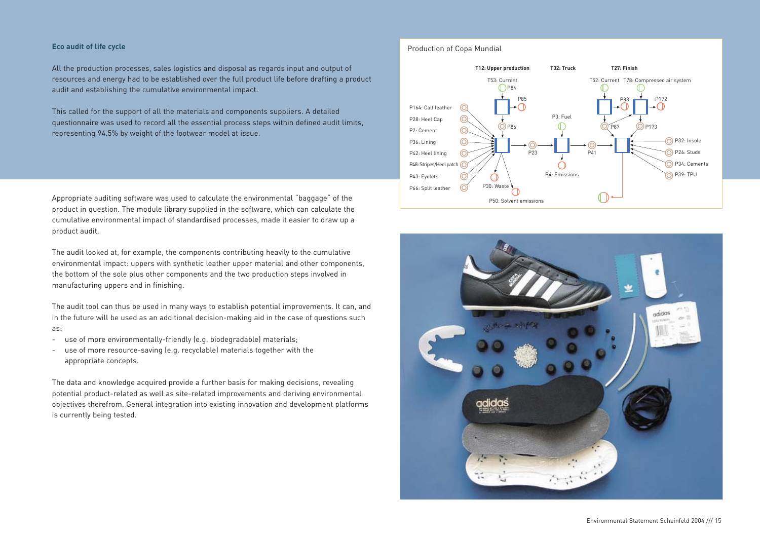**Eco audit of life cycle**

All the production processes, sales logistics and disposal as regards input and output of resources and energy had to be established over the full product life before drafting a product audit and establishing the cumulative environmental impact.

This called for the support of all the materials and components suppliers. A detailed questionnaire was used to record all the essential process steps within defined audit limits, representing 94.5% by weight of the footwear model at issue.

Appropriate auditing software was used to calculate the environmental "baggage" of the product in question. The module library supplied in the software, which can calculate the cumulative environmental impact of standardised processes, made it easier to draw up a product audit.

The audit looked at, for example, the components contributing heavily to the cumulative environmental impact: uppers with synthetic leather upper material and other components, the bottom of the sole plus other components and the two production steps involved in manufacturing uppers and in finishing.

The audit tool can thus be used in many ways to establish potential improvements. It can, and in the future will be used as an additional decision-making aid in the case of questions such as:

- use of more environmentally-friendly (e.g. biodegradable) materials;
- use of more resource-saving (e.g. recyclable) materials together with the appropriate concepts.

The data and knowledge acquired provide a further basis for making decisions, revealing potential product-related as well as site-related improvements and deriving environmental objectives therefrom. General integration into existing innovation and development platforms is currently being tested.

Production of Copa Mundial

T12: Upper production · T32: Truck · T27: Finish

T53: Current · P84 · P85 · P86 · P164: Calf leather · P28: Heel Cap · P2: Cement · P36: Lining · P42: Heel lining · P48: Stripes/Heel patch · P43: Eyelets · P66: Split leather · P30: Waste · P50: Solvent emissions · P23 · P3: Fuel · P4: Emissions · P41 · T52: Current · T78: Compressed air system · P88 · P172 · P87 · P173 · P32: Insole · P26: Studs · P34: Cements · P39: TPU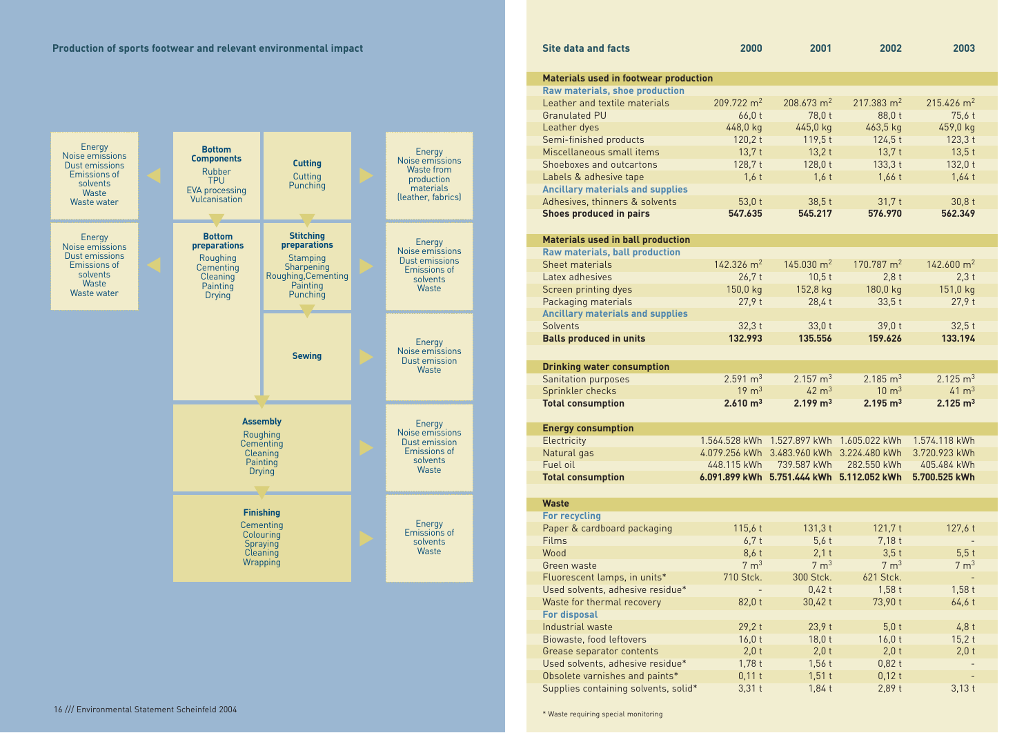## Production of sports footwear and relevant environmental impact

| Environmental impact | Process step | Process step | Environmental impact |
|---|---|---|---|
| Energy, Noise emissions, Dust emissions, Emissions of solvents, Waste, Waste water | **Bottom Components**: Rubber, TPU, EVA processing, Vulcanisation | **Cutting**: Cutting, Punching | Energy, Noise emissions, Waste from production materials (leather, fabrics) |
| Energy, Noise emissions, Dust emissions, Emissions of solvents, Waste, Waste water | **Bottom preparations**: Roughing, Cementing, Cleaning, Painting, Drying | **Stitching preparations**: Stamping, Sharpening, Roughing, Cementing, Painting, Punching | Energy, Noise emissions, Dust emissions, Emissions of solvents, Waste |
| | | **Sewing** | Energy, Noise emissions, Dust emission, Waste |
| | **Assembly**: Roughing, Cementing, Cleaning, Painting, Drying | | Energy, Noise emissions, Dust emission, Emissions of solvents, Waste |
| | **Finishing**: Cementing, Colouring, Spraying, Cleaning, Wrapping | | Energy, Emissions of solvents, Waste |

| Site data and facts | 2000 | 2001 | 2002 | 2003 |
|---|---|---|---|---|
| **Materials used in footwear production** | | | | |
| **Raw materials, shoe production** | | | | |
| Leather and textile materials | 209.722 $m^2$ | 208.673 $m^2$ | 217.383 $m^2$ | 215.426 $m^2$ |
| Granulated PU | 66,0 t | 78,0 t | 88,0 t | 75,6 t |
| Leather dyes | 448,0 kg | 445,0 kg | 463,5 kg | 459,0 kg |
| Semi-finished products | 120,2 t | 119,5 t | 124,5 t | 123,3 t |
| Miscellaneous small items | 13,7 t | 13,2 t | 13,7 t | 13,5 t |
| Shoeboxes and outcartons | 128,7 t | 128,0 t | 133,3 t | 132,0 t |
| Labels & adhesive tape | 1,6 t | 1,6 t | 1,66 t | 1,64 t |
| **Ancillary materials and supplies** | | | | |
| Adhesives, thinners & solvents | 53,0 t | 38,5 t | 31,7 t | 30,8 t |
| **Shoes produced in pairs** | **547.635** | **545.217** | **576.970** | **562.349** |
| **Materials used in ball production** | | | | |
| **Raw materials, ball production** | | | | |
| Sheet materials | 142.326 $m^2$ | 145.030 $m^2$ | 170.787 $m^2$ | 142.600 $m^2$ |
| Latex adhesives | 26,7 t | 10,5 t | 2,8 t | 2,3 t |
| Screen printing dyes | 150,0 kg | 152,8 kg | 180,0 kg | 151,0 kg |
| Packaging materials | 27,9 t | 28,4 t | 33,5 t | 27,9 t |
| **Ancillary materials and supplies** | | | | |
| Solvents | 32,3 t | 33,0 t | 39,0 t | 32,5 t |
| **Balls produced in units** | **132.993** | **135.556** | **159.626** | **133.194** |
| **Drinking water consumption** | | | | |
| Sanitation purposes | 2.591 $m^3$ | 2.157 $m^3$ | 2.185 $m^3$ | 2.125 $m^3$ |
| Sprinkler checks | 19 $m^3$ | 42 $m^3$ | 10 $m^3$ | 41 $m^3$ |
| **Total consumption** | **2.610 $m^3$** | **2.199 $m^3$** | **2.195 $m^3$** | **2.125 $m^3$** |
| **Energy consumption** | | | | |
| Electricity | 1.564.528 kWh | 1.527.897 kWh | 1.605.022 kWh | 1.574.118 kWh |
| Natural gas | 4.079.256 kWh | 3.483.960 kWh | 3.224.480 kWh | 3.720.923 kWh |
| Fuel oil | 448.115 kWh | 739.587 kWh | 282.550 kWh | 405.484 kWh |
| **Total consumption** | **6.091.899 kWh** | **5.751.444 kWh** | **5.112.052 kWh** | **5.700.525 kWh** |
| **Waste** | | | | |
| **For recycling** | | | | |
| Paper & cardboard packaging | 115,6 t | 131,3 t | 121,7 t | 127,6 t |
| Films | 6,7 t | 5,6 t | 7,18 t | - |
| Wood | 8,6 t | 2,1 t | 3,5 t | 5,5 t |
| Green waste | 7 $m^3$ | 7 $m^3$ | 7 $m^3$ | 7 $m^3$ |
| Fluorescent lamps, in units* | 710 Stck. | 300 Stck. | 621 Stck. | - |
| Used solvents, adhesive residue* | - | 0,42 t | 1,58 t | 1,58 t |
| Waste for thermal recovery | 82,0 t | 30,42 t | 73,90 t | 64,6 t |
| **For disposal** | | | | |
| Industrial waste | 29,2 t | 23,9 t | 5,0 t | 4,8 t |
| Biowaste, food leftovers | 16,0 t | 18,0 t | 16,0 t | 15,2 t |
| Grease separator contents | 2,0 t | 2,0 t | 2,0 t | 2,0 t |
| Used solvents, adhesive residue* | 1,78 t | 1,56 t | 0,82 t | - |
| Obsolete varnishes and paints* | 0,11 t | 1,51 t | 0,12 t | - |
| Supplies containing solvents, solid* | 3,31 t | 1,84 t | 2,89 t | 3,13 t |

\* Waste requiring special monitoring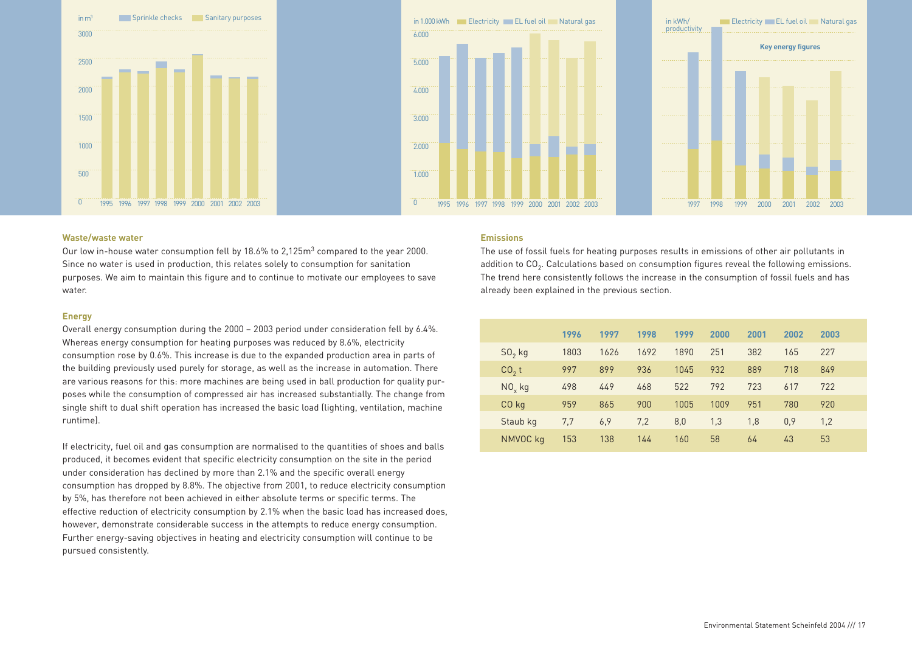in m³ | Sprinkle checks | Sanitary purposes

in 1.000 kWh | Electricity | EL fuel oil | Natural gas

in kWh/productivity | Electricity | EL fuel oil | Natural gas

Key energy figures

### Waste/waste water

Our low in-house water consumption fell by 18.6% to 2,125m³ compared to the year 2000. Since no water is used in production, this relates solely to consumption for sanitation purposes. We aim to maintain this figure and to continue to motivate our employees to save water.

### Energy

Overall energy consumption during the 2000 – 2003 period under consideration fell by 6.4%. Whereas energy consumption for heating purposes was reduced by 8.6%, electricity consumption rose by 0.6%. This increase is due to the expanded production area in parts of the building previously used purely for storage, as well as the increase in automation. There are various reasons for this: more machines are being used in ball production for quality purposes while the consumption of compressed air has increased substantially. The change from single shift to dual shift operation has increased the basic load (lighting, ventilation, machine runtime).

If electricity, fuel oil and gas consumption are normalised to the quantities of shoes and balls produced, it becomes evident that specific electricity consumption on the site in the period under consideration has declined by more than 2.1% and the specific overall energy consumption has dropped by 8.8%. The objective from 2001, to reduce electricity consumption by 5%, has therefore not been achieved in either absolute terms or specific terms. The effective reduction of electricity consumption by 2.1% when the basic load has increased does, however, demonstrate considerable success in the attempts to reduce energy consumption. Further energy-saving objectives in heating and electricity consumption will continue to be pursued consistently.

### Emissions

The use of fossil fuels for heating purposes results in emissions of other air pollutants in addition to $CO_2$. Calculations based on consumption figures reveal the following emissions. The trend here consistently follows the increase in the consumption of fossil fuels and has already been explained in the previous section.

| | 1996 | 1997 | 1998 | 1999 | 2000 | 2001 | 2002 | 2003 |
|---|---|---|---|---|---|---|---|---|
| $SO_2$ kg | 1803 | 1626 | 1692 | 1890 | 251 | 382 | 165 | 227 |
| $CO_2$ t | 997 | 899 | 936 | 1045 | 932 | 889 | 718 | 849 |
| $NO_x$ kg | 498 | 449 | 468 | 522 | 792 | 723 | 617 | 722 |
| CO kg | 959 | 865 | 900 | 1005 | 1009 | 951 | 780 | 920 |
| Staub kg | 7,7 | 6,9 | 7,2 | 8,0 | 1,3 | 1,8 | 0,9 | 1,2 |
| NMVOC kg | 153 | 138 | 144 | 160 | 58 | 64 | 43 | 53 |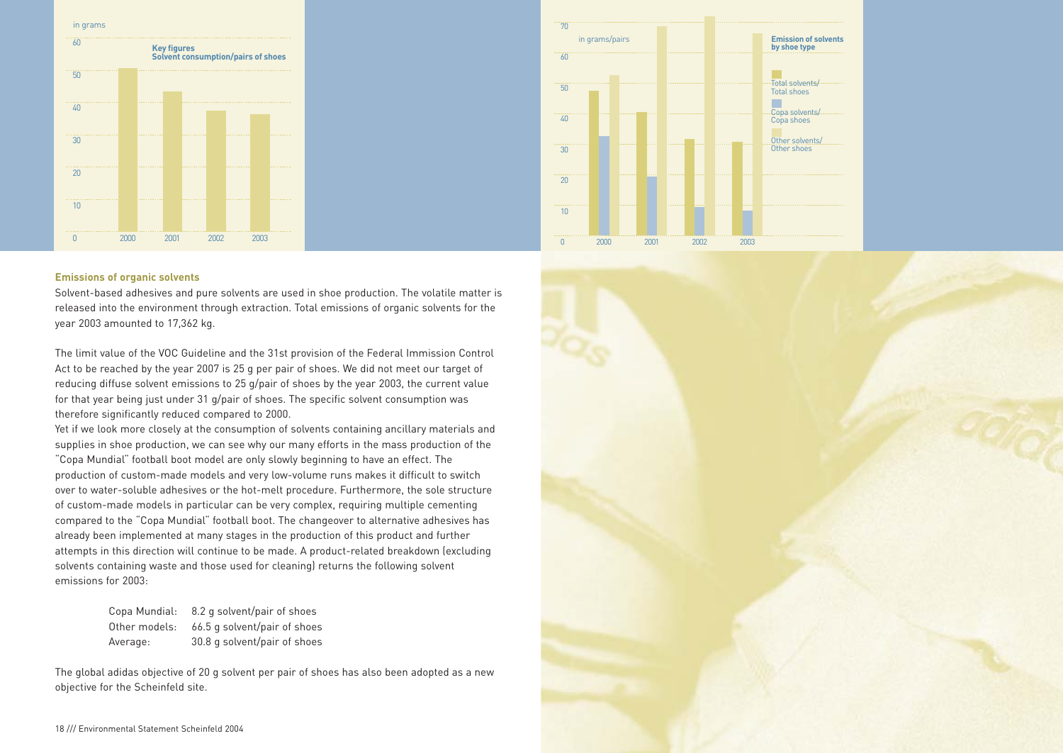in grams

**Key figures**
**Solvent consumption/pairs of shoes**

in grams/pairs

**Emission of solvents by shoe type**

Total solvents/Total shoes

Copa solvents/Copa shoes

Other solvents/Other shoes

### Emissions of organic solvents

Solvent-based adhesives and pure solvents are used in shoe production. The volatile matter is released into the environment through extraction. Total emissions of organic solvents for the year 2003 amounted to 17,362 kg.

The limit value of the VOC Guideline and the 31st provision of the Federal Immission Control Act to be reached by the year 2007 is 25 g per pair of shoes. We did not meet our target of reducing diffuse solvent emissions to 25 g/pair of shoes by the year 2003, the current value for that year being just under 31 g/pair of shoes. The specific solvent consumption was therefore significantly reduced compared to 2000.

Yet if we look more closely at the consumption of solvents containing ancillary materials and supplies in shoe production, we can see why our many efforts in the mass production of the "Copa Mundial" football boot model are only slowly beginning to have an effect. The production of custom-made models and very low-volume runs makes it difficult to switch over to water-soluble adhesives or the hot-melt procedure. Furthermore, the sole structure of custom-made models in particular can be very complex, requiring multiple cementing compared to the "Copa Mundial" football boot. The changeover to alternative adhesives has already been implemented at many stages in the production of this product and further attempts in this direction will continue to be made. A product-related breakdown (excluding solvents containing waste and those used for cleaning) returns the following solvent emissions for 2003:

| | |
|---|---|
| Copa Mundial: | 8.2 g solvent/pair of shoes |
| Other models: | 66.5 g solvent/pair of shoes |
| Average: | 30.8 g solvent/pair of shoes |

The global adidas objective of 20 g solvent per pair of shoes has also been adopted as a new objective for the Scheinfeld site.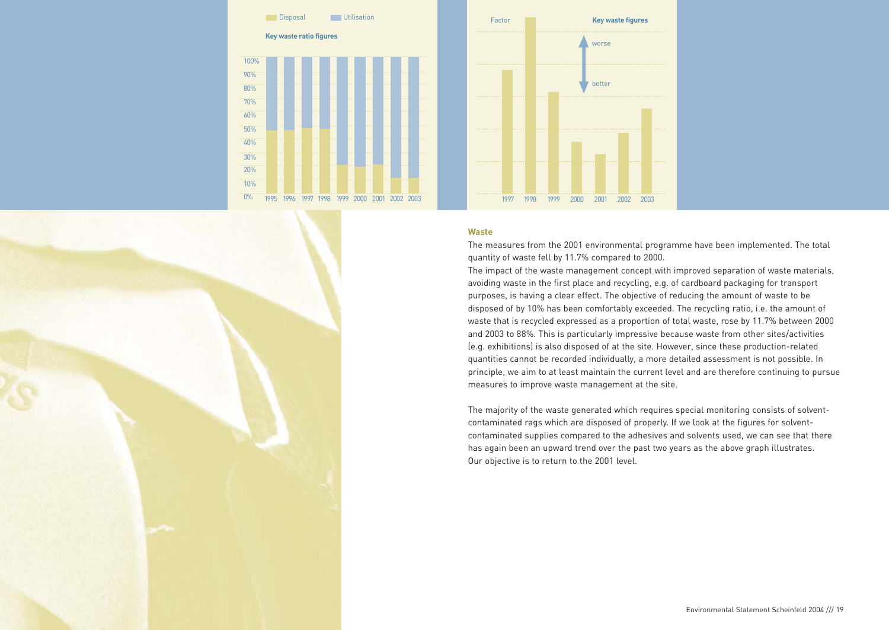Disposal   Utilisation

**Key waste ratio figures**

Factor

**Key waste figures**

worse

better

## Waste

The measures from the 2001 environmental programme have been implemented. The total quantity of waste fell by 11.7% compared to 2000.

The impact of the waste management concept with improved separation of waste materials, avoiding waste in the first place and recycling, e.g. of cardboard packaging for transport purposes, is having a clear effect. The objective of reducing the amount of waste to be disposed of by 10% has been comfortably exceeded. The recycling ratio, i.e. the amount of waste that is recycled expressed as a proportion of total waste, rose by 11.7% between 2000 and 2003 to 88%. This is particularly impressive because waste from other sites/activities (e.g. exhibitions) is also disposed of at the site. However, since these production-related quantities cannot be recorded individually, a more detailed assessment is not possible. In principle, we aim to at least maintain the current level and are therefore continuing to pursue measures to improve waste management at the site.

The majority of the waste generated which requires special monitoring consists of solvent-contaminated rags which are disposed of properly. If we look at the figures for solvent-contaminated supplies compared to the adhesives and solvents used, we can see that there has again been an upward trend over the past two years as the above graph illustrates. Our objective is to return to the 2001 level.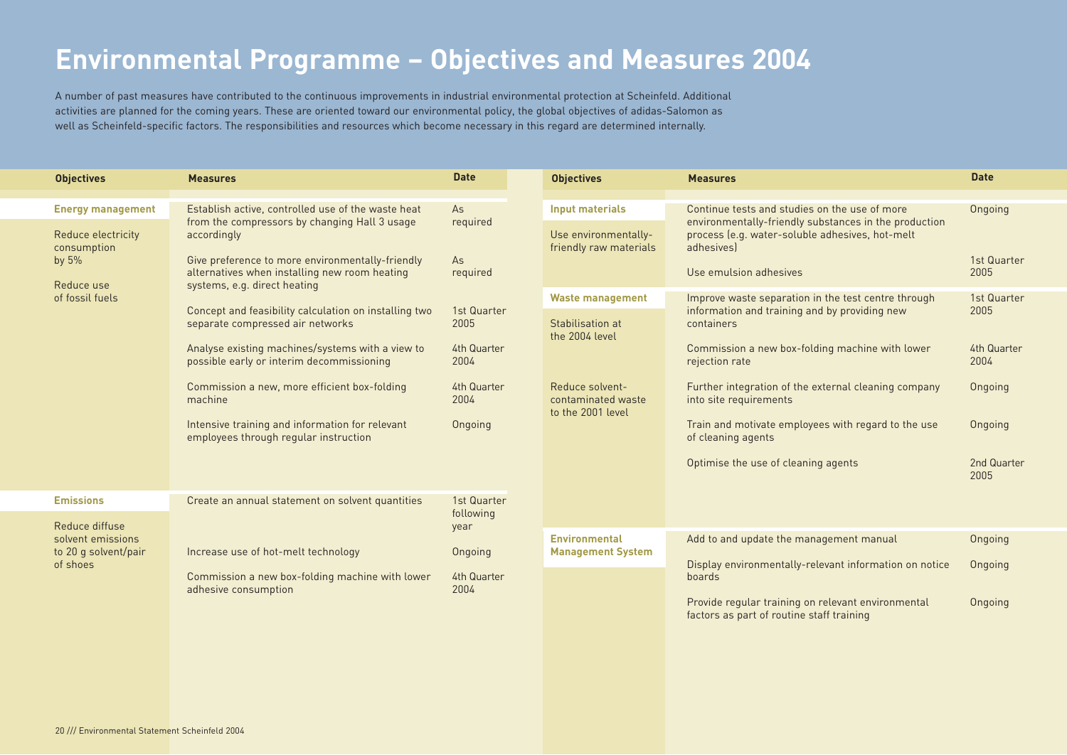# Environmental Programme – Objectives and Measures 2004

A number of past measures have contributed to the continuous improvements in industrial environmental protection at Scheinfeld. Additional activities are planned for the coming years. These are oriented toward our environmental policy, the global objectives of adidas-Salomon as well as Scheinfeld-specific factors. The responsibilities and resources which become necessary in this regard are determined internally.

| Objectives | Measures | Date |
|---|---|---|
| **Energy management** | Establish active, controlled use of the waste heat from the compressors by changing Hall 3 usage accordingly | As required |
| Reduce electricity consumption by 5% | Give preference to more environmentally-friendly alternatives when installing new room heating systems, e.g. direct heating | As required |
| Reduce use of fossil fuels | Concept and feasibility calculation on installing two separate compressed air networks | 1st Quarter 2005 |
| | Analyse existing machines/systems with a view to possible early or interim decommissioning | 4th Quarter 2004 |
| | Commission a new, more efficient box-folding machine | 4th Quarter 2004 |
| | Intensive training and information for relevant employees through regular instruction | Ongoing |
| **Emissions** | Create an annual statement on solvent quantities | 1st Quarter following year |
| Reduce diffuse solvent emissions to 20 g solvent/pair of shoes | Increase use of hot-melt technology | Ongoing |
| | Commission a new box-folding machine with lower adhesive consumption | 4th Quarter 2004 |
| **Input materials** | Continue tests and studies on the use of more environmentally-friendly substances in the production process (e.g. water-soluble adhesives, hot-melt adhesives) | Ongoing |
| Use environmentally-friendly raw materials | Use emulsion adhesives | 1st Quarter 2005 |
| **Waste management** | Improve waste separation in the test centre through information and training and by providing new containers | 1st Quarter 2005 |
| Stabilisation at the 2004 level | Commission a new box-folding machine with lower rejection rate | 4th Quarter 2004 |
| Reduce solvent-contaminated waste to the 2001 level | Further integration of the external cleaning company into site requirements | Ongoing |
| | Train and motivate employees with regard to the use of cleaning agents | Ongoing |
| | Optimise the use of cleaning agents | 2nd Quarter 2005 |
| **Environmental Management System** | Add to and update the management manual | Ongoing |
| | Display environmentally-relevant information on notice boards | Ongoing |
| | Provide regular training on relevant environmental factors as part of routine staff training | Ongoing |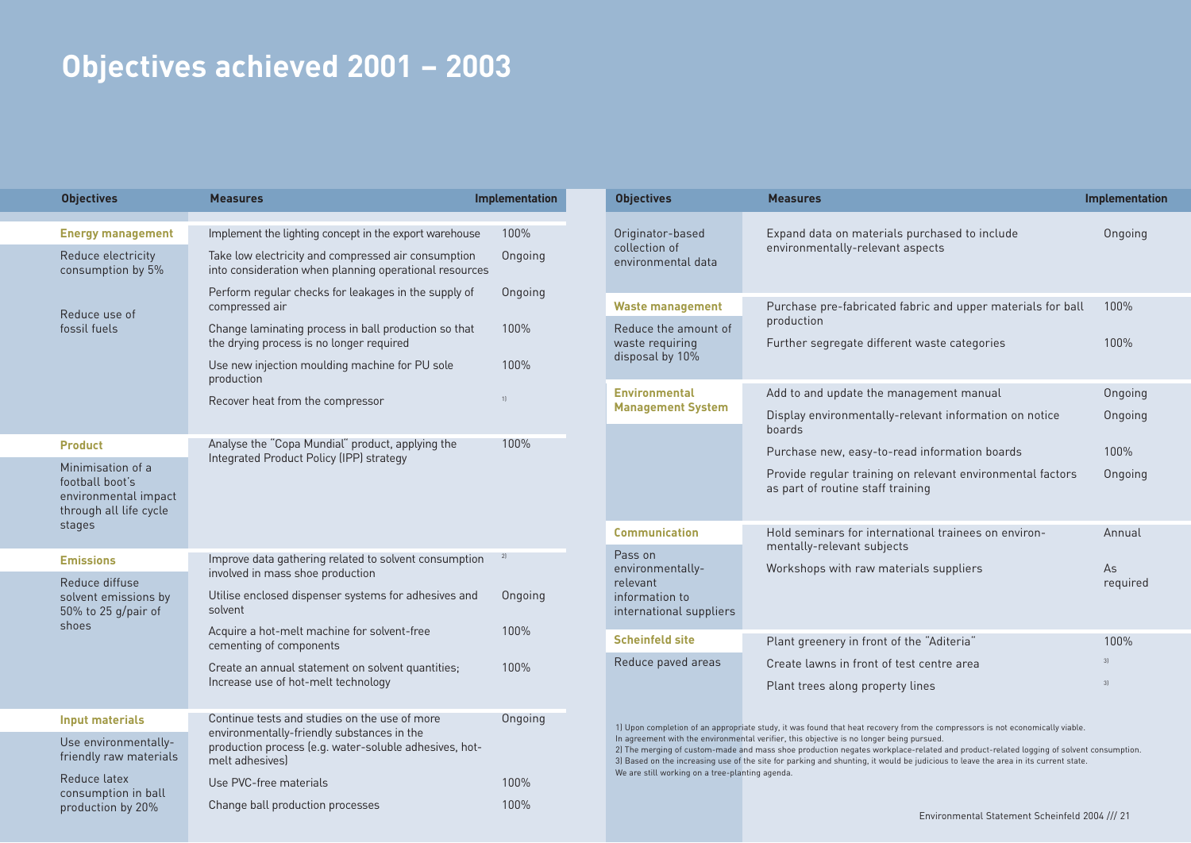# Objectives achieved 2001 – 2003

| Objectives | Measures | Implementation |
| --- | --- | --- |
| **Energy management** | Implement the lighting concept in the export warehouse | 100% |
| Reduce electricity consumption by 5% | Take low electricity and compressed air consumption into consideration when planning operational resources | Ongoing |
| Reduce use of fossil fuels | Perform regular checks for leakages in the supply of compressed air | Ongoing |
| | Change laminating process in ball production so that the drying process is no longer required | 100% |
| | Use new injection moulding machine for PU sole production | 100% |
| | Recover heat from the compressor | [1] |
| **Product** | Analyse the "Copa Mundial" product, applying the Integrated Product Policy (IPP) strategy | 100% |
| Minimisation of a football boot's environmental impact through all life cycle stages | | |
| **Emissions** | Improve data gathering related to solvent consumption involved in mass shoe production | [2] |
| Reduce diffuse solvent emissions by 50% to 25 g/pair of shoes | Utilise enclosed dispenser systems for adhesives and solvent | Ongoing |
| | Acquire a hot-melt machine for solvent-free cementing of components | 100% |
| | Create an annual statement on solvent quantities; Increase use of hot-melt technology | 100% |
| **Input materials** | Continue tests and studies on the use of more environmentally-friendly substances in the production process (e.g. water-soluble adhesives, hot-melt adhesives) | Ongoing |
| Use environmentally-friendly raw materials | | |
| Reduce latex consumption in ball production by 20% | Use PVC-free materials | 100% |
| | Change ball production processes | 100% |

| Objectives | Measures | Implementation |
| --- | --- | --- |
| Originator-based collection of environmental data | Expand data on materials purchased to include environmentally-relevant aspects | Ongoing |
| **Waste management** | Purchase pre-fabricated fabric and upper materials for ball production | 100% |
| Reduce the amount of waste requiring disposal by 10% | Further segregate different waste categories | 100% |
| **Environmental Management System** | Add to and update the management manual | Ongoing |
| | Display environmentally-relevant information on notice boards | Ongoing |
| | Purchase new, easy-to-read information boards | 100% |
| | Provide regular training on relevant environmental factors as part of routine staff training | Ongoing |
| **Communication** | Hold seminars for international trainees on environmentally-relevant subjects | Annual |
| Pass on environmentally-relevant information to international suppliers | Workshops with raw materials suppliers | As required |
| **Scheinfeld site** | Plant greenery in front of the "Aditeria" | 100% |
| Reduce paved areas | Create lawns in front of test centre area | [3] |
| | Plant trees along property lines | [3] |

1) Upon completion of an appropriate study, it was found that heat recovery from the compressors is not economically viable. In agreement with the environmental verifier, this objective is no longer being pursued.
2) The merging of custom-made and mass shoe production negates workplace-related and product-related logging of solvent consumption.
3) Based on the increasing use of the site for parking and shunting, it would be judicious to leave the area in its current state. We are still working on a tree-planting agenda.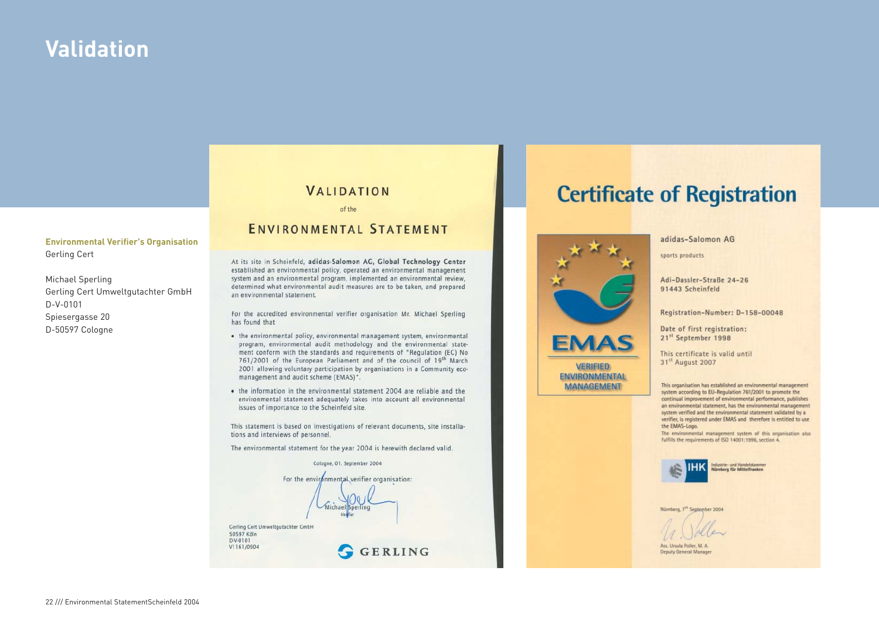# Validation

**Environmental Verifier's Organisation**
Gerling Cert

Michael Sperling
Gerling Cert Umweltgutachter GmbH
D-V-0101
Spiesergasse 20
D-50597 Cologne

## VALIDATION

of the

## ENVIRONMENTAL STATEMENT

At its site in Scheinfeld, **adidas-Salomon AG, Global Technology Center** established an environmental policy, operated an environmental management system and an environmental program, implemented an environmental review, determined what environmental audit measures are to be taken, and prepared an environmental statement.

For the accredited environmental verifier organisation Mr. Michael Sperling has found that

- the environmental policy, environmental management system, environmental program, environmental audit methodology and the environmental statement conform with the standards and requirements of "Regulation (EC) No 761/2001 of the European Parliament and of the council of 19th March 2001 allowing voluntary participation by organisations in a Community eco-management and audit scheme (EMAS)".
- the information in the environmental statement 2004 are reliable and the environmental statement adequately takes into account all environmental issues of importance to the Scheinfeld site.

This statement is based on investigations of relevant documents, site installations and interviews of personnel.

The environmental statement for the year 2004 is herewith declared valid.

Cologne, 01. September 2004

For the environmental verifier organisation:

Michael Sperling
Verifier

Gerling Cert Umweltgutachter GmbH
50597 Köln
D-V-0101
VI 161/0904

GERLING

## Certificate of Registration

EMAS
VERIFIED ENVIRONMENTAL MANAGEMENT

adidas-Salomon AG

sports products

Adi-Dassler-Straße 24-26
91443 Scheinfeld

Registration-Number: D-158-00048

Date of first registration:
21st September 1998

This certificate is valid until
31st August 2007

This organisation has established an environmental management system according to EU-Regulation 761/2001 to promote the continual improvement of environmental performance, publishes an environmental statement, has the environmental management system verified and the environmental statement validated by a verifier, is registered under EMAS and therefore is entitled to use the EMAS-Logo.
The environmental management system of this organisation also fulfills the requirements of ISO 14001:1996, section 4.

IHK Industrie- und Handelskammer Nürnberg für Mittelfranken

Nürnberg, 7th September 2004

Ass. Ursula Poller, M. A.
Deputy General Manager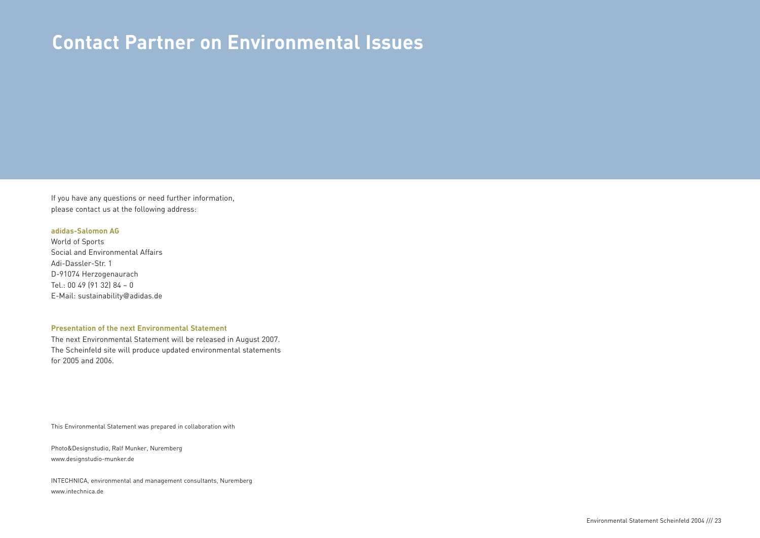# Contact Partner on Environmental Issues

If you have any questions or need further information, please contact us at the following address:

**adidas-Salomon AG**
World of Sports
Social and Environmental Affairs
Adi-Dassler-Str. 1
D-91074 Herzogenaurach
Tel.: 00 49 (91 32) 84 – 0
E-Mail: sustainability@adidas.de

**Presentation of the next Environmental Statement**

The next Environmental Statement will be released in August 2007. The Scheinfeld site will produce updated environmental statements for 2005 and 2006.

This Environmental Statement was prepared in collaboration with

Photo&Designstudio, Ralf Munker, Nuremberg
www.designstudio-munker.de

INTECHNICA, environmental and management consultants, Nuremberg
www.intechnica.de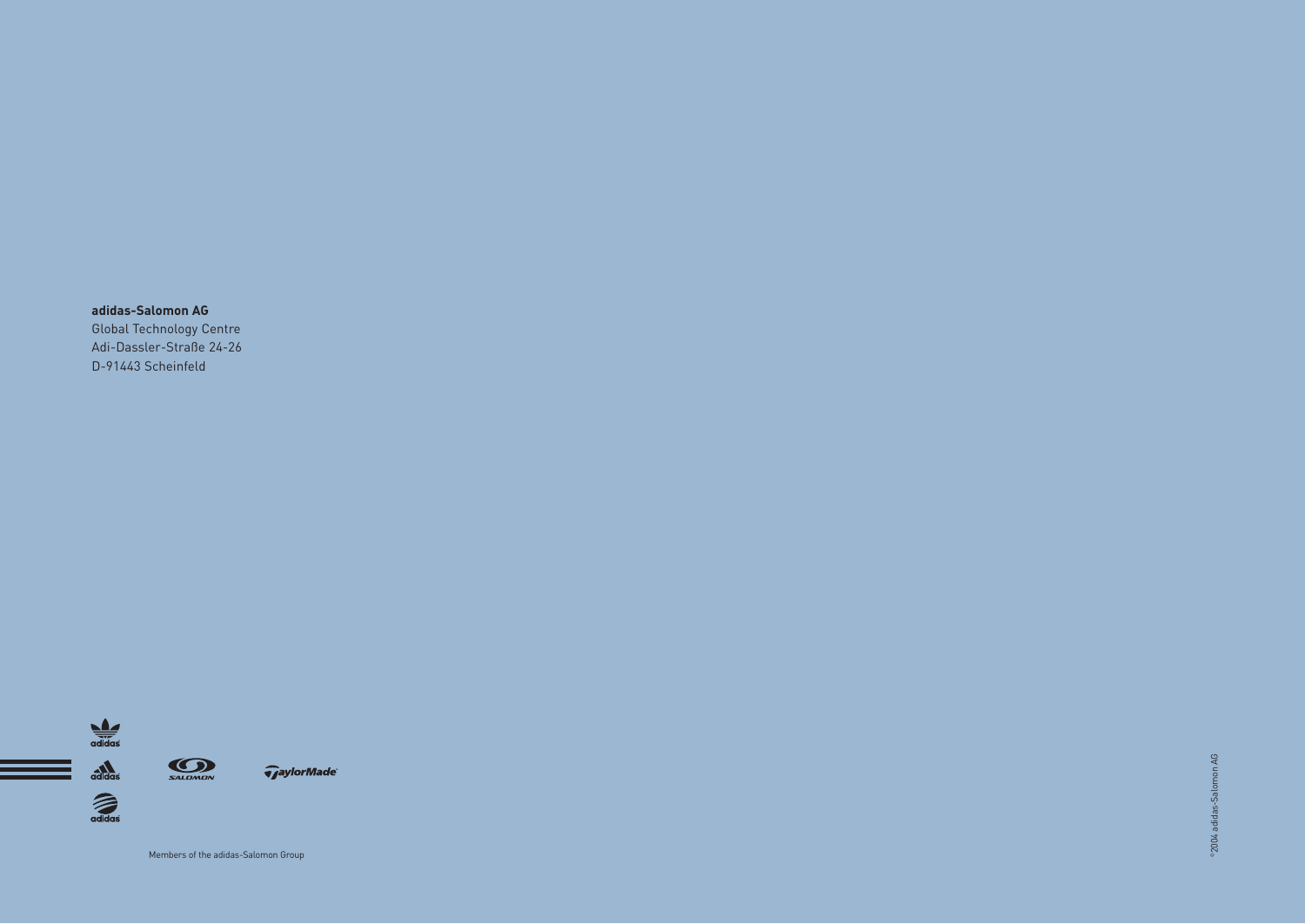**adidas-Salomon AG**
Global Technology Centre
Adi-Dassler-Straße 24-26
D-91443 Scheinfeld

Members of the adidas-Salomon Group

©2004 adidas-Salomon AG